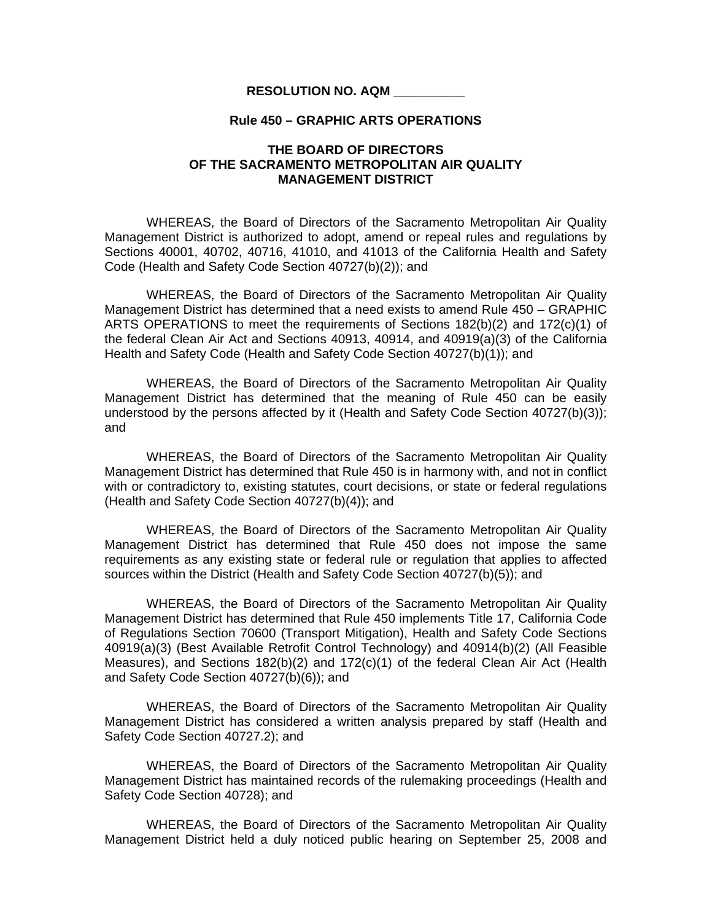**RESOLUTION NO. AQM __________**

**Rule 450 – GRAPHIC ARTS OPERATIONS**

**THE BOARD OF DIRECTORS OF THE SACRAMENTO METROPOLITAN AIR QUALITY MANAGEMENT DISTRICT**

WHEREAS, the Board of Directors of the Sacramento Metropolitan Air Quality Management District is authorized to adopt, amend or repeal rules and regulations by Sections 40001, 40702, 40716, 41010, and 41013 of the California Health and Safety Code (Health and Safety Code Section 40727(b)(2)); and

WHEREAS, the Board of Directors of the Sacramento Metropolitan Air Quality Management District has determined that a need exists to amend Rule 450 – GRAPHIC ARTS OPERATIONS to meet the requirements of Sections 182(b)(2) and 172(c)(1) of the federal Clean Air Act and Sections 40913, 40914, and 40919(a)(3) of the California Health and Safety Code (Health and Safety Code Section 40727(b)(1)); and

WHEREAS, the Board of Directors of the Sacramento Metropolitan Air Quality Management District has determined that the meaning of Rule 450 can be easily understood by the persons affected by it (Health and Safety Code Section 40727(b)(3)); and

WHEREAS, the Board of Directors of the Sacramento Metropolitan Air Quality Management District has determined that Rule 450 is in harmony with, and not in conflict with or contradictory to, existing statutes, court decisions, or state or federal regulations (Health and Safety Code Section 40727(b)(4)); and

WHEREAS, the Board of Directors of the Sacramento Metropolitan Air Quality Management District has determined that Rule 450 does not impose the same requirements as any existing state or federal rule or regulation that applies to affected sources within the District (Health and Safety Code Section 40727(b)(5)); and

WHEREAS, the Board of Directors of the Sacramento Metropolitan Air Quality Management District has determined that Rule 450 implements Title 17, California Code of Regulations Section 70600 (Transport Mitigation), Health and Safety Code Sections 40919(a)(3) (Best Available Retrofit Control Technology) and 40914(b)(2) (All Feasible Measures), and Sections 182(b)(2) and 172(c)(1) of the federal Clean Air Act (Health and Safety Code Section 40727(b)(6)); and

WHEREAS, the Board of Directors of the Sacramento Metropolitan Air Quality Management District has considered a written analysis prepared by staff (Health and Safety Code Section 40727.2); and

WHEREAS, the Board of Directors of the Sacramento Metropolitan Air Quality Management District has maintained records of the rulemaking proceedings (Health and Safety Code Section 40728); and

WHEREAS, the Board of Directors of the Sacramento Metropolitan Air Quality Management District held a duly noticed public hearing on September 25, 2008 and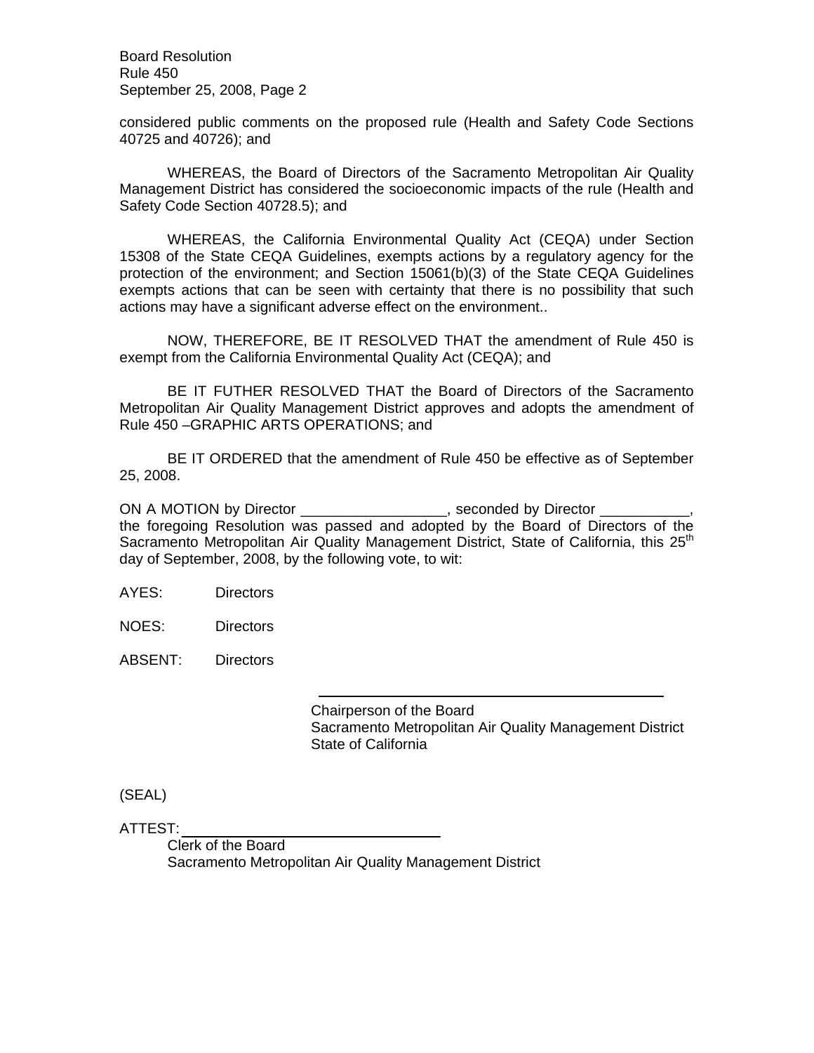considered public comments on the proposed rule (Health and Safety Code Sections 40725 and 40726); and

WHEREAS, the Board of Directors of the Sacramento Metropolitan Air Quality Management District has considered the socioeconomic impacts of the rule (Health and Safety Code Section 40728.5); and

WHEREAS, the California Environmental Quality Act (CEQA) under Section 15308 of the State CEQA Guidelines, exempts actions by a regulatory agency for the protection of the environment; and Section 15061(b)(3) of the State CEQA Guidelines exempts actions that can be seen with certainty that there is no possibility that such actions may have a significant adverse effect on the environment..

NOW, THEREFORE, BE IT RESOLVED THAT the amendment of Rule 450 is exempt from the California Environmental Quality Act (CEQA); and

BE IT FUTHER RESOLVED THAT the Board of Directors of the Sacramento Metropolitan Air Quality Management District approves and adopts the amendment of Rule 450 –GRAPHIC ARTS OPERATIONS; and

BE IT ORDERED that the amendment of Rule 450 be effective as of September 25, 2008.

ON A MOTION by Director __________________, seconded by Director ___________, the foregoing Resolution was passed and adopted by the Board of Directors of the Sacramento Metropolitan Air Quality Management District, State of California, this 25th day of September, 2008, by the following vote, to wit:

AYES: Directors

NOES: Directors

ABSENT: Directors

_______________________________________

Chairperson of the Board
Sacramento Metropolitan Air Quality Management District
State of California

(SEAL)

ATTEST: ______________________________

Clerk of the Board
Sacramento Metropolitan Air Quality Management District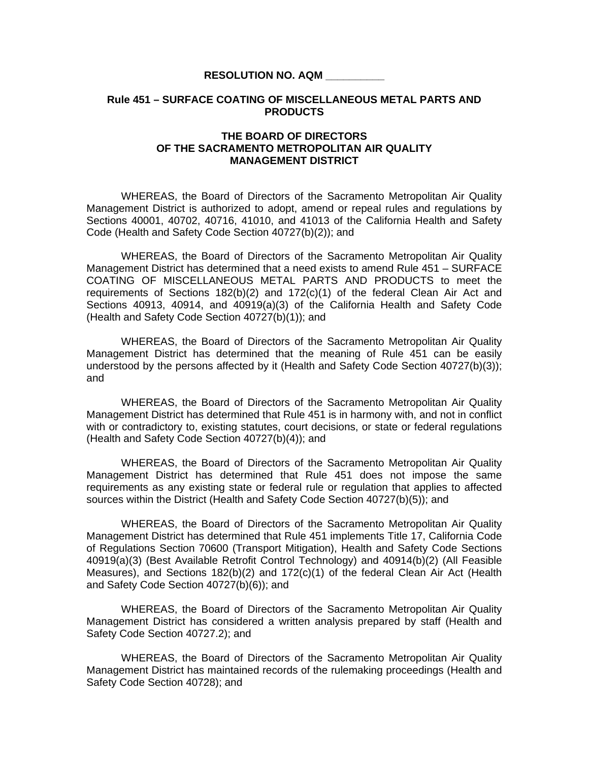**RESOLUTION NO. AQM __________**

**Rule 451 – SURFACE COATING OF MISCELLANEOUS METAL PARTS AND PRODUCTS**

**THE BOARD OF DIRECTORS OF THE SACRAMENTO METROPOLITAN AIR QUALITY MANAGEMENT DISTRICT**

WHEREAS, the Board of Directors of the Sacramento Metropolitan Air Quality Management District is authorized to adopt, amend or repeal rules and regulations by Sections 40001, 40702, 40716, 41010, and 41013 of the California Health and Safety Code (Health and Safety Code Section 40727(b)(2)); and

WHEREAS, the Board of Directors of the Sacramento Metropolitan Air Quality Management District has determined that a need exists to amend Rule 451 – SURFACE COATING OF MISCELLANEOUS METAL PARTS AND PRODUCTS to meet the requirements of Sections 182(b)(2) and 172(c)(1) of the federal Clean Air Act and Sections 40913, 40914, and 40919(a)(3) of the California Health and Safety Code (Health and Safety Code Section 40727(b)(1)); and

WHEREAS, the Board of Directors of the Sacramento Metropolitan Air Quality Management District has determined that the meaning of Rule 451 can be easily understood by the persons affected by it (Health and Safety Code Section 40727(b)(3)); and

WHEREAS, the Board of Directors of the Sacramento Metropolitan Air Quality Management District has determined that Rule 451 is in harmony with, and not in conflict with or contradictory to, existing statutes, court decisions, or state or federal regulations (Health and Safety Code Section 40727(b)(4)); and

WHEREAS, the Board of Directors of the Sacramento Metropolitan Air Quality Management District has determined that Rule 451 does not impose the same requirements as any existing state or federal rule or regulation that applies to affected sources within the District (Health and Safety Code Section 40727(b)(5)); and

WHEREAS, the Board of Directors of the Sacramento Metropolitan Air Quality Management District has determined that Rule 451 implements Title 17, California Code of Regulations Section 70600 (Transport Mitigation), Health and Safety Code Sections 40919(a)(3) (Best Available Retrofit Control Technology) and 40914(b)(2) (All Feasible Measures), and Sections 182(b)(2) and 172(c)(1) of the federal Clean Air Act (Health and Safety Code Section 40727(b)(6)); and

WHEREAS, the Board of Directors of the Sacramento Metropolitan Air Quality Management District has considered a written analysis prepared by staff (Health and Safety Code Section 40727.2); and

WHEREAS, the Board of Directors of the Sacramento Metropolitan Air Quality Management District has maintained records of the rulemaking proceedings (Health and Safety Code Section 40728); and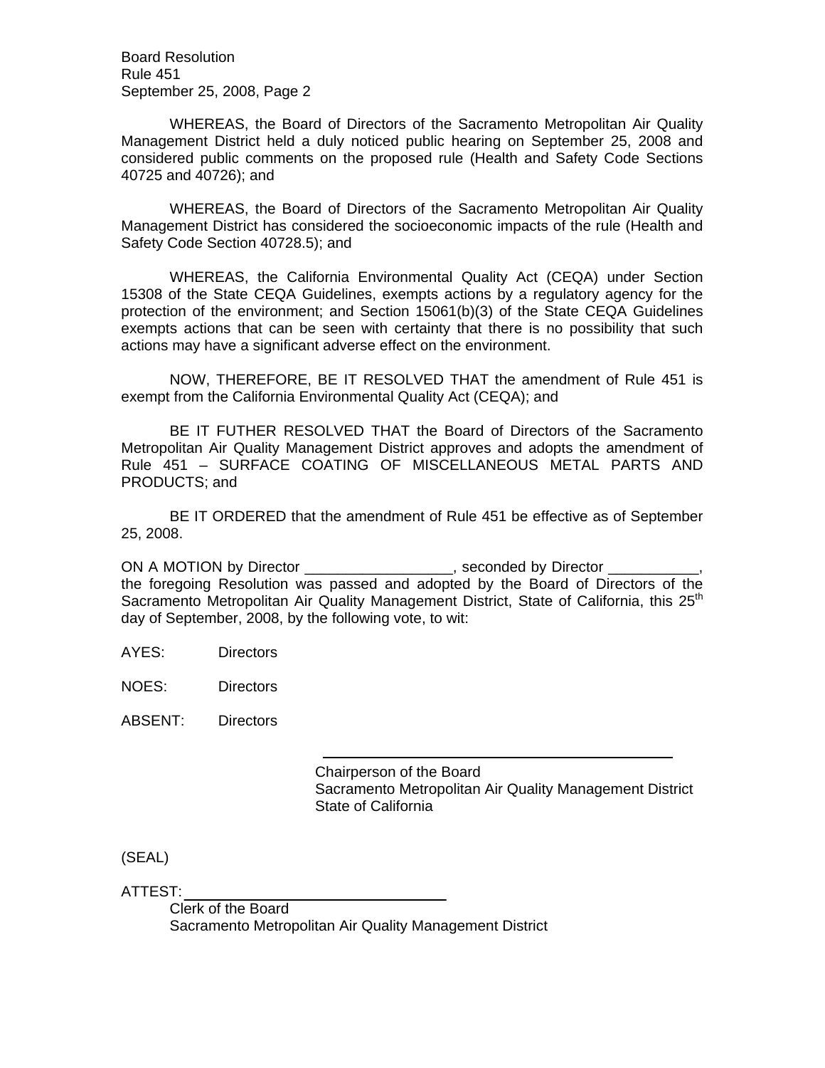WHEREAS, the Board of Directors of the Sacramento Metropolitan Air Quality Management District held a duly noticed public hearing on September 25, 2008 and considered public comments on the proposed rule (Health and Safety Code Sections 40725 and 40726); and

WHEREAS, the Board of Directors of the Sacramento Metropolitan Air Quality Management District has considered the socioeconomic impacts of the rule (Health and Safety Code Section 40728.5); and

WHEREAS, the California Environmental Quality Act (CEQA) under Section 15308 of the State CEQA Guidelines, exempts actions by a regulatory agency for the protection of the environment; and Section 15061(b)(3) of the State CEQA Guidelines exempts actions that can be seen with certainty that there is no possibility that such actions may have a significant adverse effect on the environment.

NOW, THEREFORE, BE IT RESOLVED THAT the amendment of Rule 451 is exempt from the California Environmental Quality Act (CEQA); and

BE IT FUTHER RESOLVED THAT the Board of Directors of the Sacramento Metropolitan Air Quality Management District approves and adopts the amendment of Rule 451 – SURFACE COATING OF MISCELLANEOUS METAL PARTS AND PRODUCTS; and

BE IT ORDERED that the amendment of Rule 451 be effective as of September 25, 2008.

ON A MOTION by Director __________________, seconded by Director ___________, the foregoing Resolution was passed and adopted by the Board of Directors of the Sacramento Metropolitan Air Quality Management District, State of California, this 25th day of September, 2008, by the following vote, to wit:

AYES: Directors

NOES: Directors

ABSENT: Directors

______________________________________

Chairperson of the Board
Sacramento Metropolitan Air Quality Management District
State of California

(SEAL)

ATTEST: ______________________________

Clerk of the Board
Sacramento Metropolitan Air Quality Management District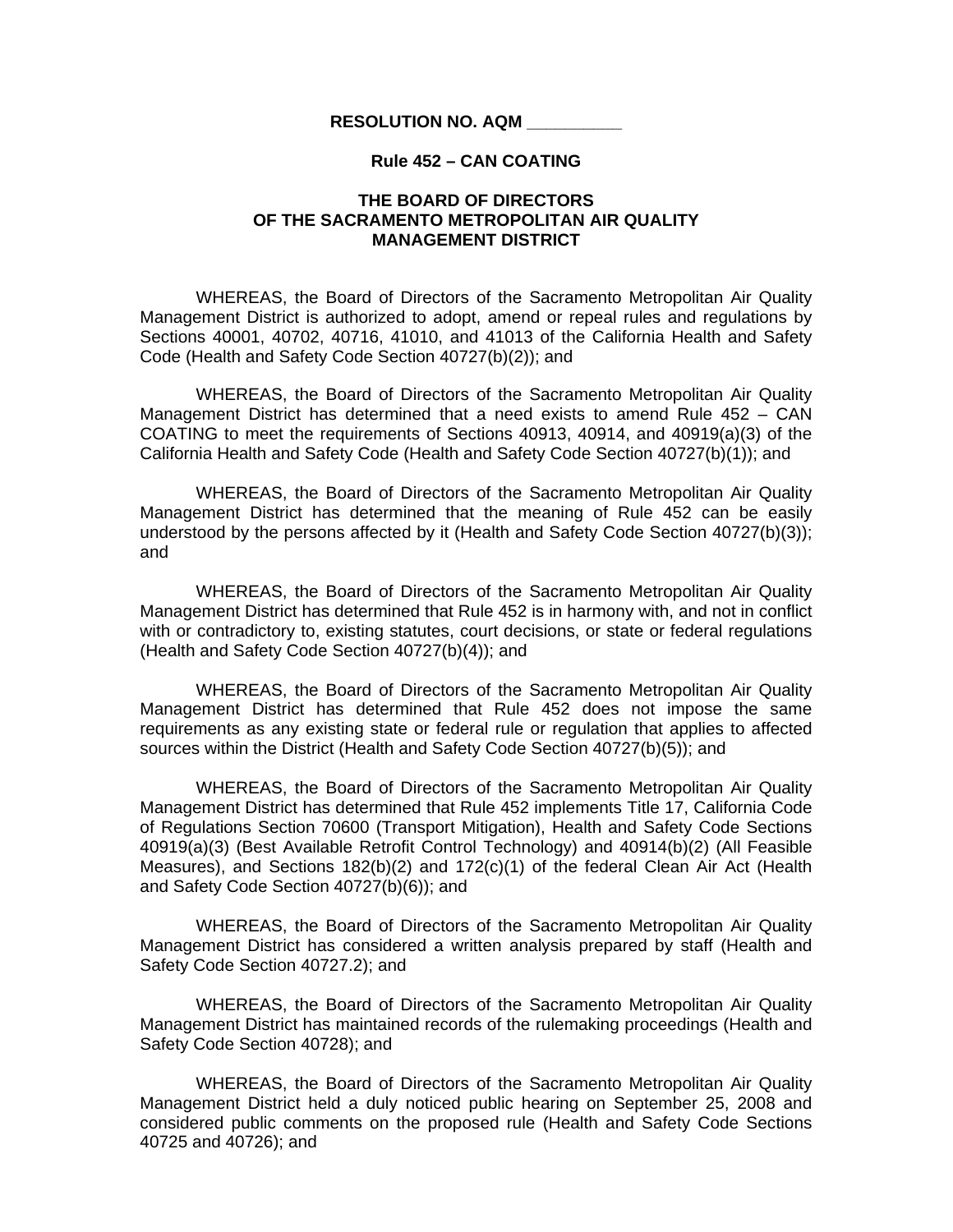**RESOLUTION NO. AQM __________**

**Rule 452 – CAN COATING**

**THE BOARD OF DIRECTORS OF THE SACRAMENTO METROPOLITAN AIR QUALITY MANAGEMENT DISTRICT**

WHEREAS, the Board of Directors of the Sacramento Metropolitan Air Quality Management District is authorized to adopt, amend or repeal rules and regulations by Sections 40001, 40702, 40716, 41010, and 41013 of the California Health and Safety Code (Health and Safety Code Section 40727(b)(2)); and

WHEREAS, the Board of Directors of the Sacramento Metropolitan Air Quality Management District has determined that a need exists to amend Rule 452 – CAN COATING to meet the requirements of Sections 40913, 40914, and 40919(a)(3) of the California Health and Safety Code (Health and Safety Code Section 40727(b)(1)); and

WHEREAS, the Board of Directors of the Sacramento Metropolitan Air Quality Management District has determined that the meaning of Rule 452 can be easily understood by the persons affected by it (Health and Safety Code Section 40727(b)(3)); and

WHEREAS, the Board of Directors of the Sacramento Metropolitan Air Quality Management District has determined that Rule 452 is in harmony with, and not in conflict with or contradictory to, existing statutes, court decisions, or state or federal regulations (Health and Safety Code Section 40727(b)(4)); and

WHEREAS, the Board of Directors of the Sacramento Metropolitan Air Quality Management District has determined that Rule 452 does not impose the same requirements as any existing state or federal rule or regulation that applies to affected sources within the District (Health and Safety Code Section 40727(b)(5)); and

WHEREAS, the Board of Directors of the Sacramento Metropolitan Air Quality Management District has determined that Rule 452 implements Title 17, California Code of Regulations Section 70600 (Transport Mitigation), Health and Safety Code Sections 40919(a)(3) (Best Available Retrofit Control Technology) and 40914(b)(2) (All Feasible Measures), and Sections 182(b)(2) and 172(c)(1) of the federal Clean Air Act (Health and Safety Code Section 40727(b)(6)); and

WHEREAS, the Board of Directors of the Sacramento Metropolitan Air Quality Management District has considered a written analysis prepared by staff (Health and Safety Code Section 40727.2); and

WHEREAS, the Board of Directors of the Sacramento Metropolitan Air Quality Management District has maintained records of the rulemaking proceedings (Health and Safety Code Section 40728); and

WHEREAS, the Board of Directors of the Sacramento Metropolitan Air Quality Management District held a duly noticed public hearing on September 25, 2008 and considered public comments on the proposed rule (Health and Safety Code Sections 40725 and 40726); and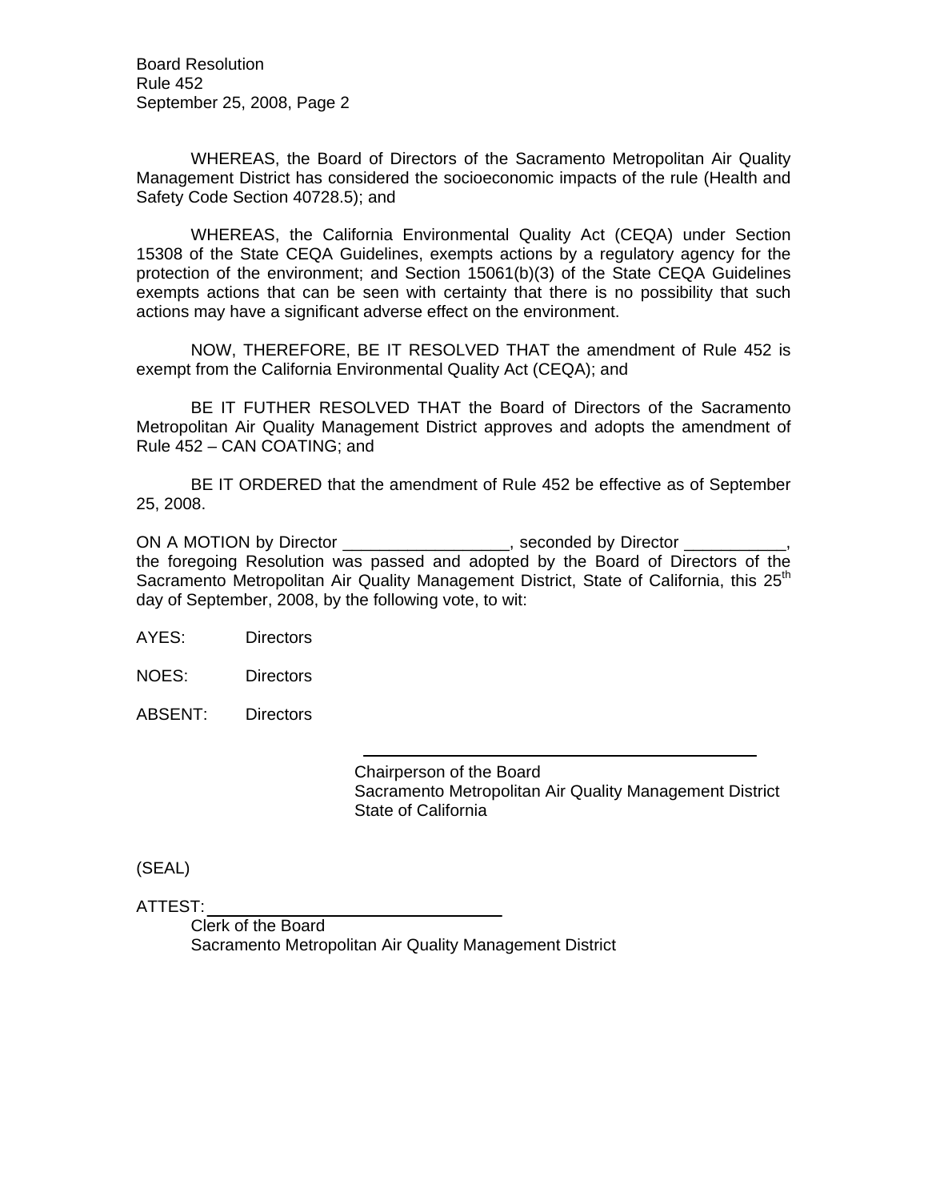WHEREAS, the Board of Directors of the Sacramento Metropolitan Air Quality Management District has considered the socioeconomic impacts of the rule (Health and Safety Code Section 40728.5); and

WHEREAS, the California Environmental Quality Act (CEQA) under Section 15308 of the State CEQA Guidelines, exempts actions by a regulatory agency for the protection of the environment; and Section 15061(b)(3) of the State CEQA Guidelines exempts actions that can be seen with certainty that there is no possibility that such actions may have a significant adverse effect on the environment.

NOW, THEREFORE, BE IT RESOLVED THAT the amendment of Rule 452 is exempt from the California Environmental Quality Act (CEQA); and

BE IT FUTHER RESOLVED THAT the Board of Directors of the Sacramento Metropolitan Air Quality Management District approves and adopts the amendment of Rule 452 – CAN COATING; and

BE IT ORDERED that the amendment of Rule 452 be effective as of September 25, 2008.

ON A MOTION by Director __________________, seconded by Director ___________, the foregoing Resolution was passed and adopted by the Board of Directors of the Sacramento Metropolitan Air Quality Management District, State of California, this 25th day of September, 2008, by the following vote, to wit:

AYES: Directors

NOES: Directors

ABSENT: Directors

______________________________________

Chairperson of the Board
Sacramento Metropolitan Air Quality Management District
State of California

(SEAL)

ATTEST: ______________________________

Clerk of the Board
Sacramento Metropolitan Air Quality Management District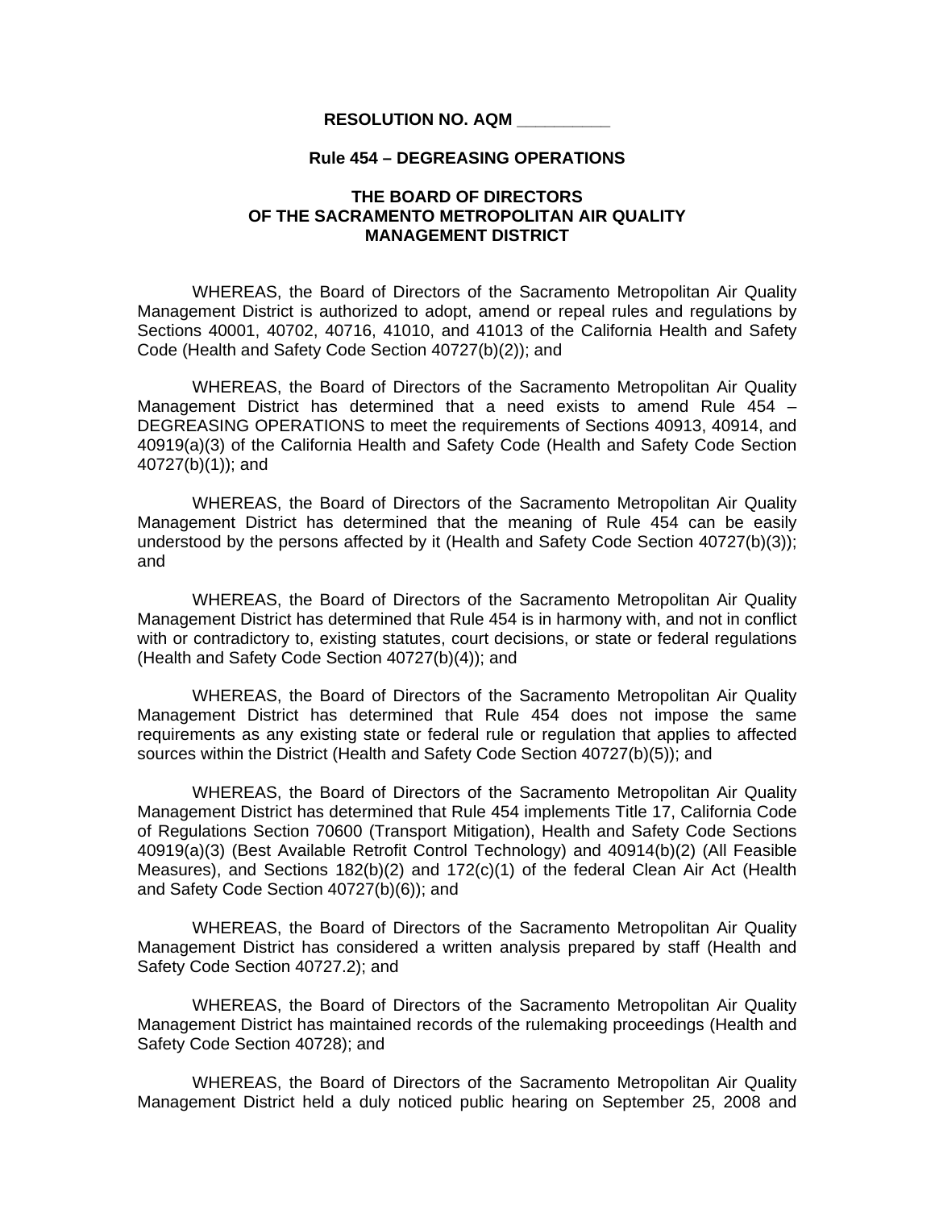**RESOLUTION NO. AQM __________**

**Rule 454 – DEGREASING OPERATIONS**

**THE BOARD OF DIRECTORS
OF THE SACRAMENTO METROPOLITAN AIR QUALITY
MANAGEMENT DISTRICT**

WHEREAS, the Board of Directors of the Sacramento Metropolitan Air Quality Management District is authorized to adopt, amend or repeal rules and regulations by Sections 40001, 40702, 40716, 41010, and 41013 of the California Health and Safety Code (Health and Safety Code Section 40727(b)(2)); and

WHEREAS, the Board of Directors of the Sacramento Metropolitan Air Quality Management District has determined that a need exists to amend Rule 454 – DEGREASING OPERATIONS to meet the requirements of Sections 40913, 40914, and 40919(a)(3) of the California Health and Safety Code (Health and Safety Code Section 40727(b)(1)); and

WHEREAS, the Board of Directors of the Sacramento Metropolitan Air Quality Management District has determined that the meaning of Rule 454 can be easily understood by the persons affected by it (Health and Safety Code Section 40727(b)(3)); and

WHEREAS, the Board of Directors of the Sacramento Metropolitan Air Quality Management District has determined that Rule 454 is in harmony with, and not in conflict with or contradictory to, existing statutes, court decisions, or state or federal regulations (Health and Safety Code Section 40727(b)(4)); and

WHEREAS, the Board of Directors of the Sacramento Metropolitan Air Quality Management District has determined that Rule 454 does not impose the same requirements as any existing state or federal rule or regulation that applies to affected sources within the District (Health and Safety Code Section 40727(b)(5)); and

WHEREAS, the Board of Directors of the Sacramento Metropolitan Air Quality Management District has determined that Rule 454 implements Title 17, California Code of Regulations Section 70600 (Transport Mitigation), Health and Safety Code Sections 40919(a)(3) (Best Available Retrofit Control Technology) and 40914(b)(2) (All Feasible Measures), and Sections 182(b)(2) and 172(c)(1) of the federal Clean Air Act (Health and Safety Code Section 40727(b)(6)); and

WHEREAS, the Board of Directors of the Sacramento Metropolitan Air Quality Management District has considered a written analysis prepared by staff (Health and Safety Code Section 40727.2); and

WHEREAS, the Board of Directors of the Sacramento Metropolitan Air Quality Management District has maintained records of the rulemaking proceedings (Health and Safety Code Section 40728); and

WHEREAS, the Board of Directors of the Sacramento Metropolitan Air Quality Management District held a duly noticed public hearing on September 25, 2008 and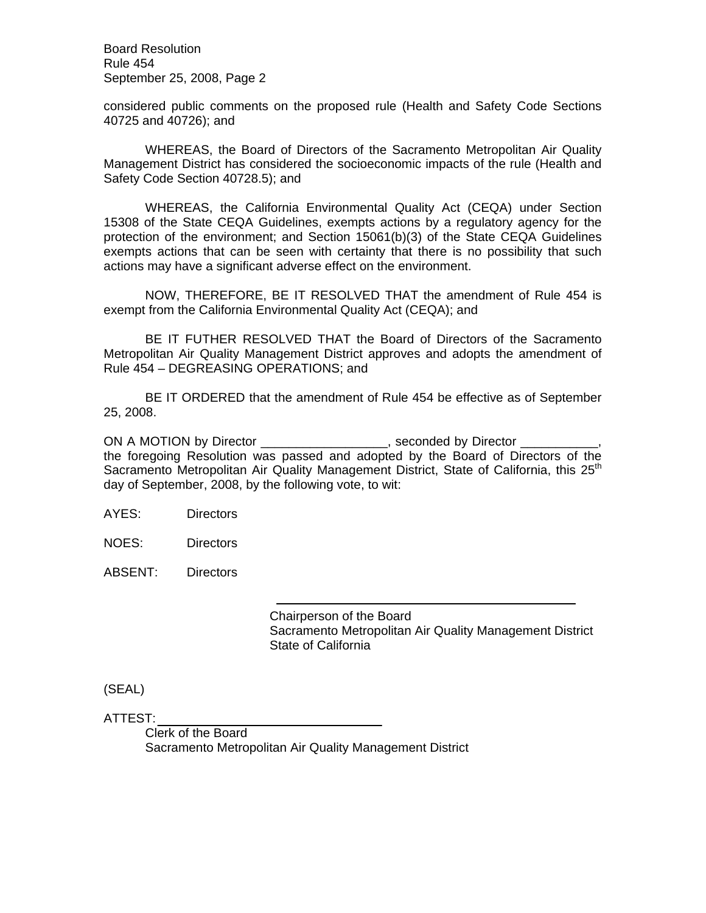considered public comments on the proposed rule (Health and Safety Code Sections 40725 and 40726); and

WHEREAS, the Board of Directors of the Sacramento Metropolitan Air Quality Management District has considered the socioeconomic impacts of the rule (Health and Safety Code Section 40728.5); and

WHEREAS, the California Environmental Quality Act (CEQA) under Section 15308 of the State CEQA Guidelines, exempts actions by a regulatory agency for the protection of the environment; and Section 15061(b)(3) of the State CEQA Guidelines exempts actions that can be seen with certainty that there is no possibility that such actions may have a significant adverse effect on the environment.

NOW, THEREFORE, BE IT RESOLVED THAT the amendment of Rule 454 is exempt from the California Environmental Quality Act (CEQA); and

BE IT FUTHER RESOLVED THAT the Board of Directors of the Sacramento Metropolitan Air Quality Management District approves and adopts the amendment of Rule 454 – DEGREASING OPERATIONS; and

BE IT ORDERED that the amendment of Rule 454 be effective as of September 25, 2008.

ON A MOTION by Director __________________, seconded by Director ___________, the foregoing Resolution was passed and adopted by the Board of Directors of the Sacramento Metropolitan Air Quality Management District, State of California, this 25th day of September, 2008, by the following vote, to wit:

AYES: Directors

NOES: Directors

ABSENT: Directors

______________________________________

Chairperson of the Board
Sacramento Metropolitan Air Quality Management District
State of California

(SEAL)

ATTEST: ______________________________

Clerk of the Board
Sacramento Metropolitan Air Quality Management District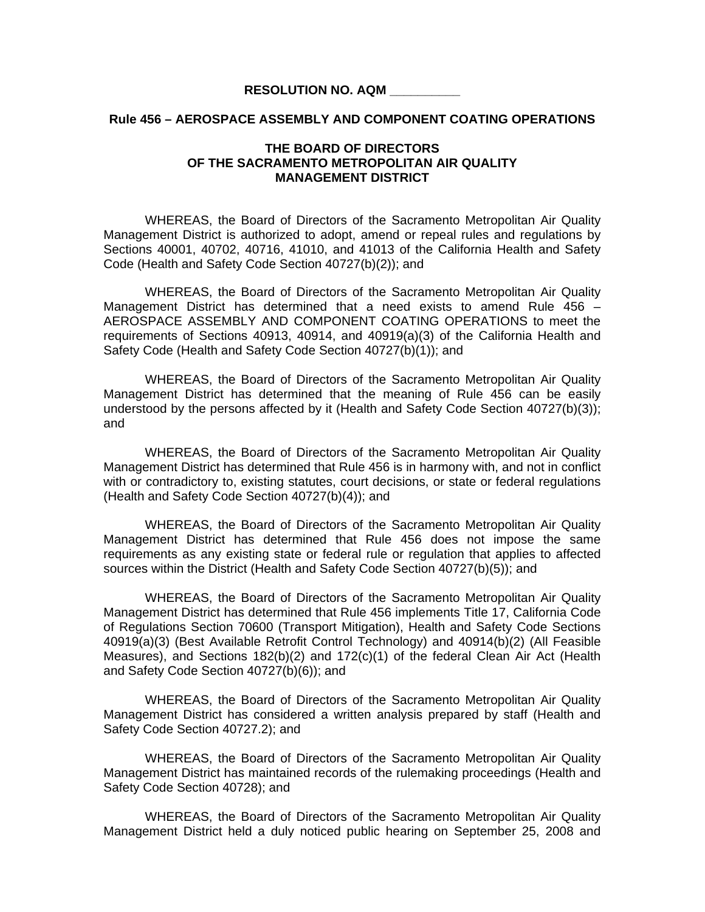**RESOLUTION NO. AQM __________**

**Rule 456 – AEROSPACE ASSEMBLY AND COMPONENT COATING OPERATIONS**

**THE BOARD OF DIRECTORS**
**OF THE SACRAMENTO METROPOLITAN AIR QUALITY**
**MANAGEMENT DISTRICT**

WHEREAS, the Board of Directors of the Sacramento Metropolitan Air Quality Management District is authorized to adopt, amend or repeal rules and regulations by Sections 40001, 40702, 40716, 41010, and 41013 of the California Health and Safety Code (Health and Safety Code Section 40727(b)(2)); and

WHEREAS, the Board of Directors of the Sacramento Metropolitan Air Quality Management District has determined that a need exists to amend Rule 456 – AEROSPACE ASSEMBLY AND COMPONENT COATING OPERATIONS to meet the requirements of Sections 40913, 40914, and 40919(a)(3) of the California Health and Safety Code (Health and Safety Code Section 40727(b)(1)); and

WHEREAS, the Board of Directors of the Sacramento Metropolitan Air Quality Management District has determined that the meaning of Rule 456 can be easily understood by the persons affected by it (Health and Safety Code Section 40727(b)(3)); and

WHEREAS, the Board of Directors of the Sacramento Metropolitan Air Quality Management District has determined that Rule 456 is in harmony with, and not in conflict with or contradictory to, existing statutes, court decisions, or state or federal regulations (Health and Safety Code Section 40727(b)(4)); and

WHEREAS, the Board of Directors of the Sacramento Metropolitan Air Quality Management District has determined that Rule 456 does not impose the same requirements as any existing state or federal rule or regulation that applies to affected sources within the District (Health and Safety Code Section 40727(b)(5)); and

WHEREAS, the Board of Directors of the Sacramento Metropolitan Air Quality Management District has determined that Rule 456 implements Title 17, California Code of Regulations Section 70600 (Transport Mitigation), Health and Safety Code Sections 40919(a)(3) (Best Available Retrofit Control Technology) and 40914(b)(2) (All Feasible Measures), and Sections 182(b)(2) and 172(c)(1) of the federal Clean Air Act (Health and Safety Code Section 40727(b)(6)); and

WHEREAS, the Board of Directors of the Sacramento Metropolitan Air Quality Management District has considered a written analysis prepared by staff (Health and Safety Code Section 40727.2); and

WHEREAS, the Board of Directors of the Sacramento Metropolitan Air Quality Management District has maintained records of the rulemaking proceedings (Health and Safety Code Section 40728); and

WHEREAS, the Board of Directors of the Sacramento Metropolitan Air Quality Management District held a duly noticed public hearing on September 25, 2008 and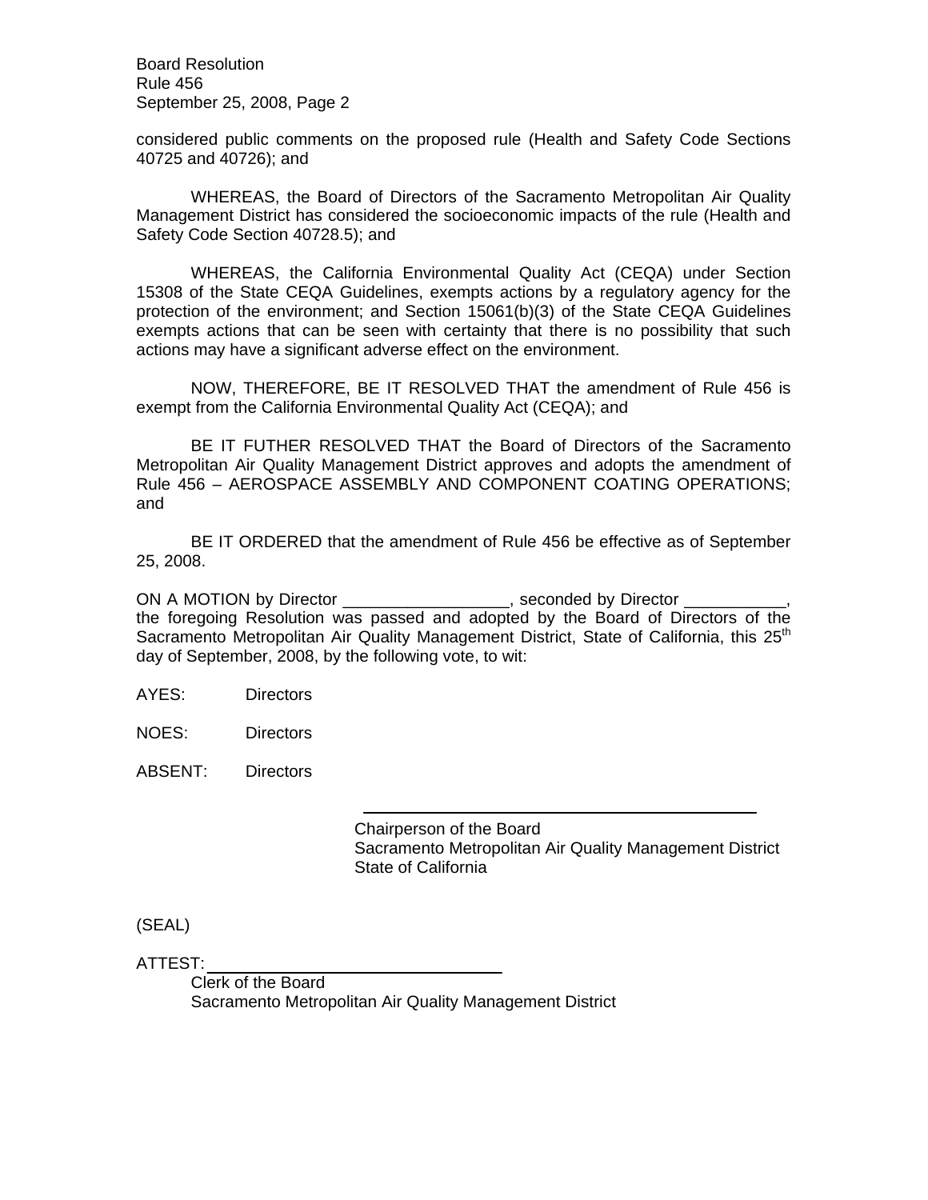considered public comments on the proposed rule (Health and Safety Code Sections 40725 and 40726); and

WHEREAS, the Board of Directors of the Sacramento Metropolitan Air Quality Management District has considered the socioeconomic impacts of the rule (Health and Safety Code Section 40728.5); and

WHEREAS, the California Environmental Quality Act (CEQA) under Section 15308 of the State CEQA Guidelines, exempts actions by a regulatory agency for the protection of the environment; and Section 15061(b)(3) of the State CEQA Guidelines exempts actions that can be seen with certainty that there is no possibility that such actions may have a significant adverse effect on the environment.

NOW, THEREFORE, BE IT RESOLVED THAT the amendment of Rule 456 is exempt from the California Environmental Quality Act (CEQA); and

BE IT FUTHER RESOLVED THAT the Board of Directors of the Sacramento Metropolitan Air Quality Management District approves and adopts the amendment of Rule 456 – AEROSPACE ASSEMBLY AND COMPONENT COATING OPERATIONS; and

BE IT ORDERED that the amendment of Rule 456 be effective as of September 25, 2008.

ON A MOTION by Director \_\_\_\_\_\_\_\_\_\_\_\_\_\_\_\_\_\_, seconded by Director \_\_\_\_\_\_\_\_\_\_\_, the foregoing Resolution was passed and adopted by the Board of Directors of the Sacramento Metropolitan Air Quality Management District, State of California, this 25th day of September, 2008, by the following vote, to wit:

AYES: Directors

NOES: Directors

ABSENT: Directors

\_\_\_\_\_\_\_\_\_\_\_\_\_\_\_\_\_\_\_\_\_\_\_\_\_\_\_\_\_\_\_\_\_\_\_\_\_\_\_\_  
Chairperson of the Board  
Sacramento Metropolitan Air Quality Management District  
State of California

(SEAL)

ATTEST: \_\_\_\_\_\_\_\_\_\_\_\_\_\_\_\_\_\_\_\_\_\_\_\_\_\_\_\_\_\_  
Clerk of the Board  
Sacramento Metropolitan Air Quality Management District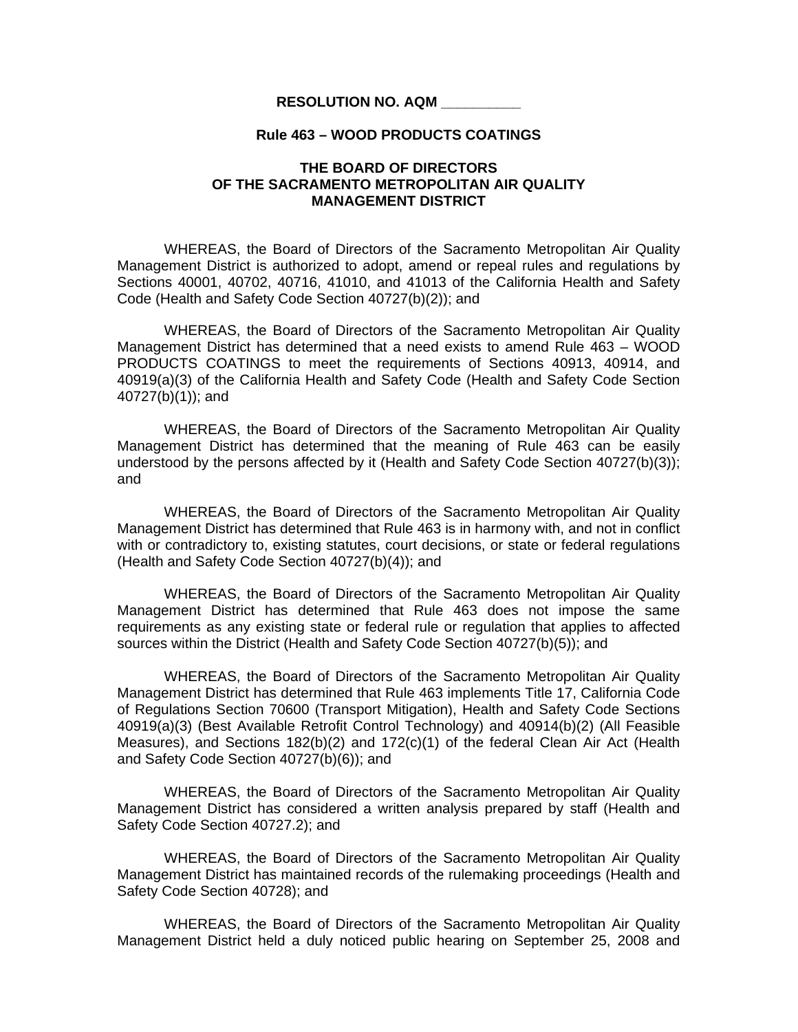**RESOLUTION NO. AQM __________**

**Rule 463 – WOOD PRODUCTS COATINGS**

**THE BOARD OF DIRECTORS
OF THE SACRAMENTO METROPOLITAN AIR QUALITY
MANAGEMENT DISTRICT**

WHEREAS, the Board of Directors of the Sacramento Metropolitan Air Quality Management District is authorized to adopt, amend or repeal rules and regulations by Sections 40001, 40702, 40716, 41010, and 41013 of the California Health and Safety Code (Health and Safety Code Section 40727(b)(2)); and

WHEREAS, the Board of Directors of the Sacramento Metropolitan Air Quality Management District has determined that a need exists to amend Rule 463 – WOOD PRODUCTS COATINGS to meet the requirements of Sections 40913, 40914, and 40919(a)(3) of the California Health and Safety Code (Health and Safety Code Section 40727(b)(1)); and

WHEREAS, the Board of Directors of the Sacramento Metropolitan Air Quality Management District has determined that the meaning of Rule 463 can be easily understood by the persons affected by it (Health and Safety Code Section 40727(b)(3)); and

WHEREAS, the Board of Directors of the Sacramento Metropolitan Air Quality Management District has determined that Rule 463 is in harmony with, and not in conflict with or contradictory to, existing statutes, court decisions, or state or federal regulations (Health and Safety Code Section 40727(b)(4)); and

WHEREAS, the Board of Directors of the Sacramento Metropolitan Air Quality Management District has determined that Rule 463 does not impose the same requirements as any existing state or federal rule or regulation that applies to affected sources within the District (Health and Safety Code Section 40727(b)(5)); and

WHEREAS, the Board of Directors of the Sacramento Metropolitan Air Quality Management District has determined that Rule 463 implements Title 17, California Code of Regulations Section 70600 (Transport Mitigation), Health and Safety Code Sections 40919(a)(3) (Best Available Retrofit Control Technology) and 40914(b)(2) (All Feasible Measures), and Sections 182(b)(2) and 172(c)(1) of the federal Clean Air Act (Health and Safety Code Section 40727(b)(6)); and

WHEREAS, the Board of Directors of the Sacramento Metropolitan Air Quality Management District has considered a written analysis prepared by staff (Health and Safety Code Section 40727.2); and

WHEREAS, the Board of Directors of the Sacramento Metropolitan Air Quality Management District has maintained records of the rulemaking proceedings (Health and Safety Code Section 40728); and

WHEREAS, the Board of Directors of the Sacramento Metropolitan Air Quality Management District held a duly noticed public hearing on September 25, 2008 and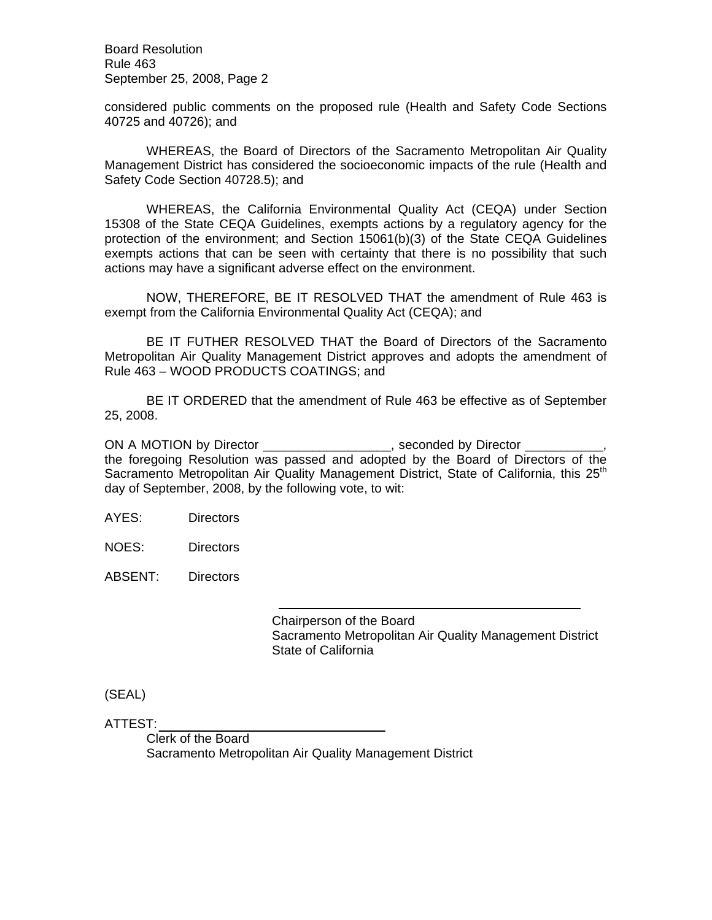considered public comments on the proposed rule (Health and Safety Code Sections 40725 and 40726); and

WHEREAS, the Board of Directors of the Sacramento Metropolitan Air Quality Management District has considered the socioeconomic impacts of the rule (Health and Safety Code Section 40728.5); and

WHEREAS, the California Environmental Quality Act (CEQA) under Section 15308 of the State CEQA Guidelines, exempts actions by a regulatory agency for the protection of the environment; and Section 15061(b)(3) of the State CEQA Guidelines exempts actions that can be seen with certainty that there is no possibility that such actions may have a significant adverse effect on the environment.

NOW, THEREFORE, BE IT RESOLVED THAT the amendment of Rule 463 is exempt from the California Environmental Quality Act (CEQA); and

BE IT FUTHER RESOLVED THAT the Board of Directors of the Sacramento Metropolitan Air Quality Management District approves and adopts the amendment of Rule 463 – WOOD PRODUCTS COATINGS; and

BE IT ORDERED that the amendment of Rule 463 be effective as of September 25, 2008.

ON A MOTION by Director __________________, seconded by Director ___________, the foregoing Resolution was passed and adopted by the Board of Directors of the Sacramento Metropolitan Air Quality Management District, State of California, this 25th day of September, 2008, by the following vote, to wit:

AYES: Directors

NOES: Directors

ABSENT: Directors

\_\_\_\_\_\_\_\_\_\_\_\_\_\_\_\_\_\_\_\_\_\_\_\_\_\_\_\_\_\_\_\_\_\_\_\_\_\_\_\_

Chairperson of the Board
Sacramento Metropolitan Air Quality Management District
State of California

(SEAL)

ATTEST: \_\_\_\_\_\_\_\_\_\_\_\_\_\_\_\_\_\_\_\_\_\_\_\_\_\_\_\_\_\_\_\_

Clerk of the Board
Sacramento Metropolitan Air Quality Management District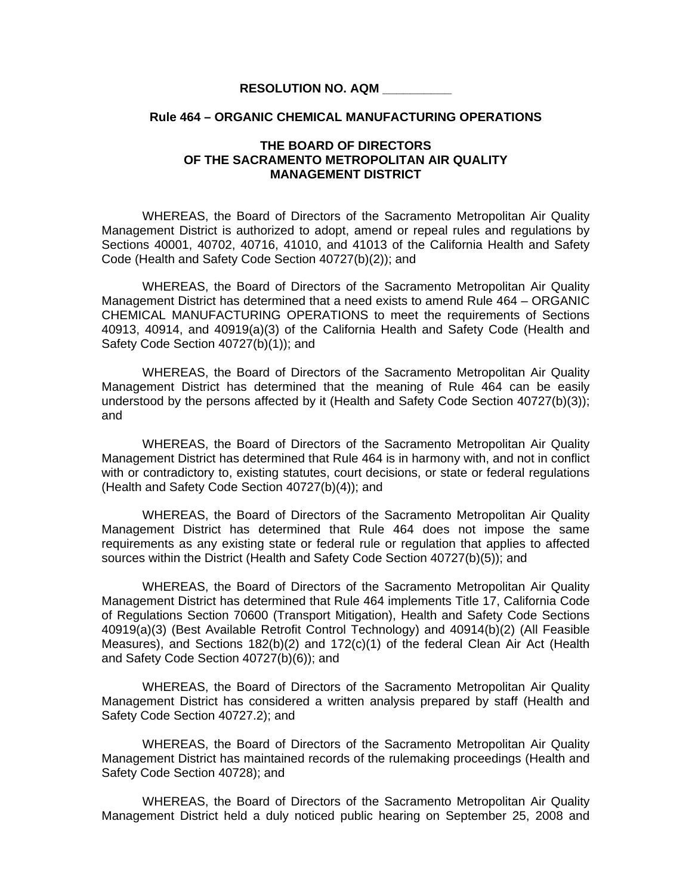**RESOLUTION NO. AQM __________**

**Rule 464 – ORGANIC CHEMICAL MANUFACTURING OPERATIONS**

**THE BOARD OF DIRECTORS
OF THE SACRAMENTO METROPOLITAN AIR QUALITY
MANAGEMENT DISTRICT**

WHEREAS, the Board of Directors of the Sacramento Metropolitan Air Quality Management District is authorized to adopt, amend or repeal rules and regulations by Sections 40001, 40702, 40716, 41010, and 41013 of the California Health and Safety Code (Health and Safety Code Section 40727(b)(2)); and

WHEREAS, the Board of Directors of the Sacramento Metropolitan Air Quality Management District has determined that a need exists to amend Rule 464 – ORGANIC CHEMICAL MANUFACTURING OPERATIONS to meet the requirements of Sections 40913, 40914, and 40919(a)(3) of the California Health and Safety Code (Health and Safety Code Section 40727(b)(1)); and

WHEREAS, the Board of Directors of the Sacramento Metropolitan Air Quality Management District has determined that the meaning of Rule 464 can be easily understood by the persons affected by it (Health and Safety Code Section 40727(b)(3)); and

WHEREAS, the Board of Directors of the Sacramento Metropolitan Air Quality Management District has determined that Rule 464 is in harmony with, and not in conflict with or contradictory to, existing statutes, court decisions, or state or federal regulations (Health and Safety Code Section 40727(b)(4)); and

WHEREAS, the Board of Directors of the Sacramento Metropolitan Air Quality Management District has determined that Rule 464 does not impose the same requirements as any existing state or federal rule or regulation that applies to affected sources within the District (Health and Safety Code Section 40727(b)(5)); and

WHEREAS, the Board of Directors of the Sacramento Metropolitan Air Quality Management District has determined that Rule 464 implements Title 17, California Code of Regulations Section 70600 (Transport Mitigation), Health and Safety Code Sections 40919(a)(3) (Best Available Retrofit Control Technology) and 40914(b)(2) (All Feasible Measures), and Sections 182(b)(2) and 172(c)(1) of the federal Clean Air Act (Health and Safety Code Section 40727(b)(6)); and

WHEREAS, the Board of Directors of the Sacramento Metropolitan Air Quality Management District has considered a written analysis prepared by staff (Health and Safety Code Section 40727.2); and

WHEREAS, the Board of Directors of the Sacramento Metropolitan Air Quality Management District has maintained records of the rulemaking proceedings (Health and Safety Code Section 40728); and

WHEREAS, the Board of Directors of the Sacramento Metropolitan Air Quality Management District held a duly noticed public hearing on September 25, 2008 and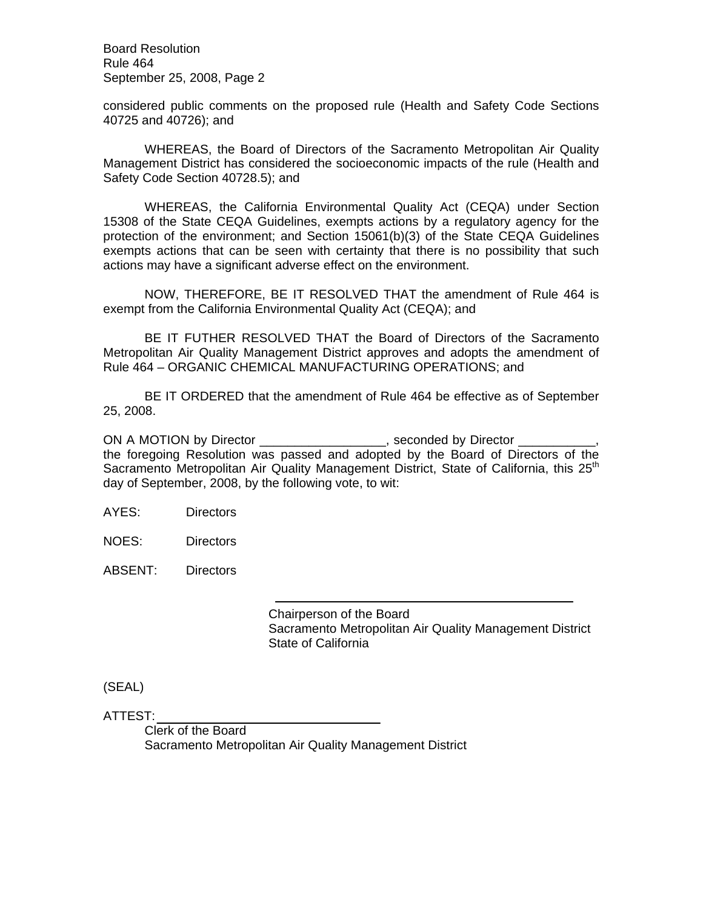considered public comments on the proposed rule (Health and Safety Code Sections 40725 and 40726); and

WHEREAS, the Board of Directors of the Sacramento Metropolitan Air Quality Management District has considered the socioeconomic impacts of the rule (Health and Safety Code Section 40728.5); and

WHEREAS, the California Environmental Quality Act (CEQA) under Section 15308 of the State CEQA Guidelines, exempts actions by a regulatory agency for the protection of the environment; and Section 15061(b)(3) of the State CEQA Guidelines exempts actions that can be seen with certainty that there is no possibility that such actions may have a significant adverse effect on the environment.

NOW, THEREFORE, BE IT RESOLVED THAT the amendment of Rule 464 is exempt from the California Environmental Quality Act (CEQA); and

BE IT FUTHER RESOLVED THAT the Board of Directors of the Sacramento Metropolitan Air Quality Management District approves and adopts the amendment of Rule 464 – ORGANIC CHEMICAL MANUFACTURING OPERATIONS; and

BE IT ORDERED that the amendment of Rule 464 be effective as of September 25, 2008.

ON A MOTION by Director __________________, seconded by Director ___________, the foregoing Resolution was passed and adopted by the Board of Directors of the Sacramento Metropolitan Air Quality Management District, State of California, this 25th day of September, 2008, by the following vote, to wit:

AYES: Directors

NOES: Directors

ABSENT: Directors

______________________________________

Chairperson of the Board
Sacramento Metropolitan Air Quality Management District
State of California

(SEAL)

ATTEST: ______________________________

Clerk of the Board
Sacramento Metropolitan Air Quality Management District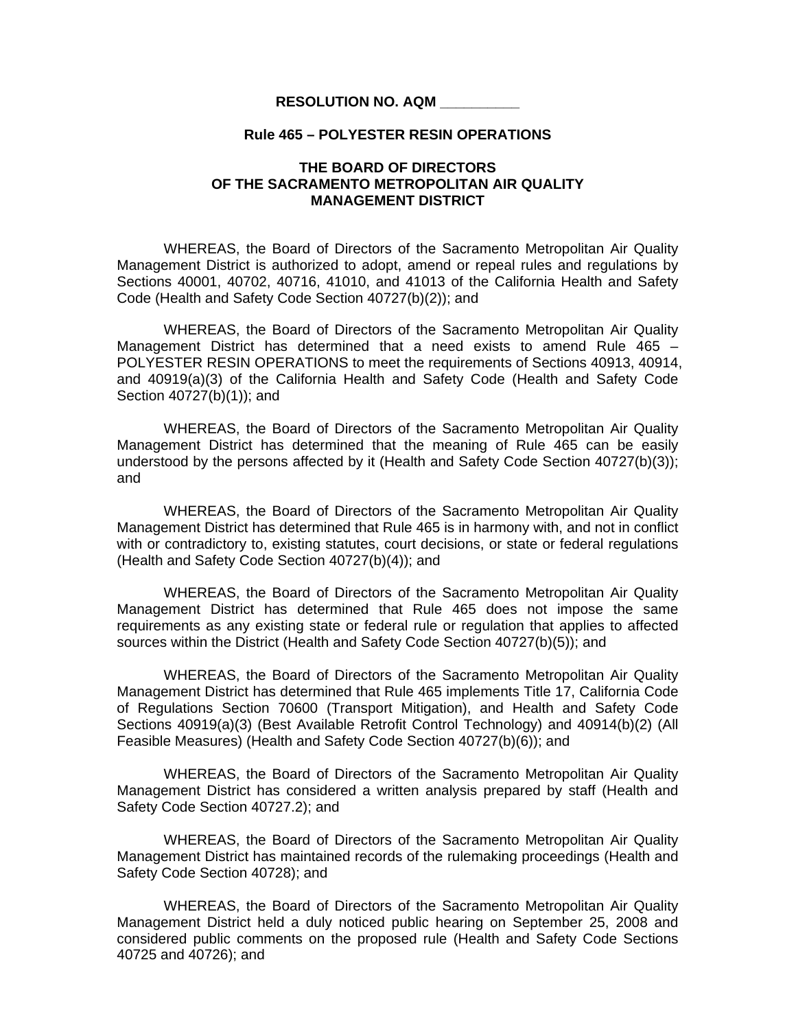**RESOLUTION NO. AQM __________**

**Rule 465 – POLYESTER RESIN OPERATIONS**

**THE BOARD OF DIRECTORS**
**OF THE SACRAMENTO METROPOLITAN AIR QUALITY**
**MANAGEMENT DISTRICT**

WHEREAS, the Board of Directors of the Sacramento Metropolitan Air Quality Management District is authorized to adopt, amend or repeal rules and regulations by Sections 40001, 40702, 40716, 41010, and 41013 of the California Health and Safety Code (Health and Safety Code Section 40727(b)(2)); and

WHEREAS, the Board of Directors of the Sacramento Metropolitan Air Quality Management District has determined that a need exists to amend Rule 465 – POLYESTER RESIN OPERATIONS to meet the requirements of Sections 40913, 40914, and 40919(a)(3) of the California Health and Safety Code (Health and Safety Code Section 40727(b)(1)); and

WHEREAS, the Board of Directors of the Sacramento Metropolitan Air Quality Management District has determined that the meaning of Rule 465 can be easily understood by the persons affected by it (Health and Safety Code Section 40727(b)(3)); and

WHEREAS, the Board of Directors of the Sacramento Metropolitan Air Quality Management District has determined that Rule 465 is in harmony with, and not in conflict with or contradictory to, existing statutes, court decisions, or state or federal regulations (Health and Safety Code Section 40727(b)(4)); and

WHEREAS, the Board of Directors of the Sacramento Metropolitan Air Quality Management District has determined that Rule 465 does not impose the same requirements as any existing state or federal rule or regulation that applies to affected sources within the District (Health and Safety Code Section 40727(b)(5)); and

WHEREAS, the Board of Directors of the Sacramento Metropolitan Air Quality Management District has determined that Rule 465 implements Title 17, California Code of Regulations Section 70600 (Transport Mitigation), and Health and Safety Code Sections 40919(a)(3) (Best Available Retrofit Control Technology) and 40914(b)(2) (All Feasible Measures) (Health and Safety Code Section 40727(b)(6)); and

WHEREAS, the Board of Directors of the Sacramento Metropolitan Air Quality Management District has considered a written analysis prepared by staff (Health and Safety Code Section 40727.2); and

WHEREAS, the Board of Directors of the Sacramento Metropolitan Air Quality Management District has maintained records of the rulemaking proceedings (Health and Safety Code Section 40728); and

WHEREAS, the Board of Directors of the Sacramento Metropolitan Air Quality Management District held a duly noticed public hearing on September 25, 2008 and considered public comments on the proposed rule (Health and Safety Code Sections 40725 and 40726); and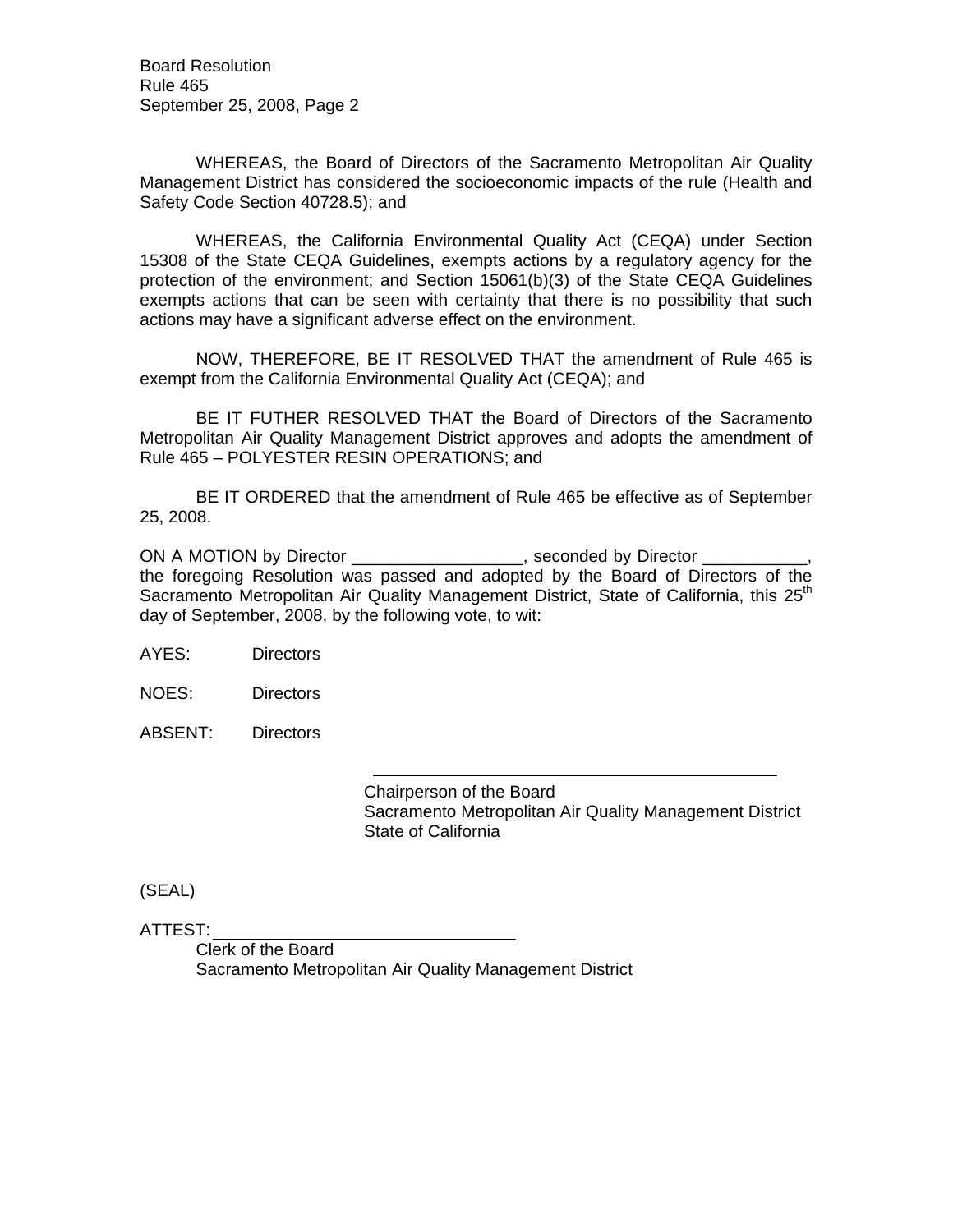WHEREAS, the Board of Directors of the Sacramento Metropolitan Air Quality Management District has considered the socioeconomic impacts of the rule (Health and Safety Code Section 40728.5); and

WHEREAS, the California Environmental Quality Act (CEQA) under Section 15308 of the State CEQA Guidelines, exempts actions by a regulatory agency for the protection of the environment; and Section 15061(b)(3) of the State CEQA Guidelines exempts actions that can be seen with certainty that there is no possibility that such actions may have a significant adverse effect on the environment.

NOW, THEREFORE, BE IT RESOLVED THAT the amendment of Rule 465 is exempt from the California Environmental Quality Act (CEQA); and

BE IT FUTHER RESOLVED THAT the Board of Directors of the Sacramento Metropolitan Air Quality Management District approves and adopts the amendment of Rule 465 – POLYESTER RESIN OPERATIONS; and

BE IT ORDERED that the amendment of Rule 465 be effective as of September 25, 2008.

ON A MOTION by Director __________________, seconded by Director ___________, the foregoing Resolution was passed and adopted by the Board of Directors of the Sacramento Metropolitan Air Quality Management District, State of California, this 25th day of September, 2008, by the following vote, to wit:

AYES: Directors

NOES: Directors

ABSENT: Directors

_______________________________________________

Chairperson of the Board
Sacramento Metropolitan Air Quality Management District
State of California

(SEAL)

ATTEST: ________________________________
Clerk of the Board
Sacramento Metropolitan Air Quality Management District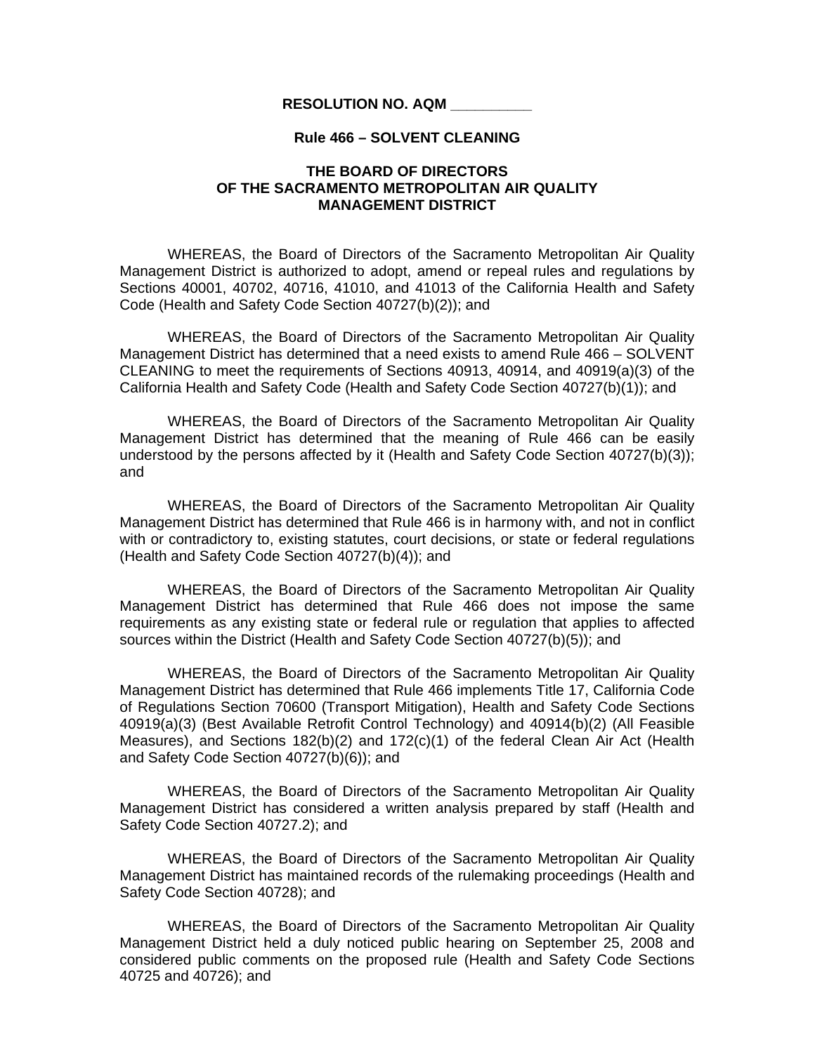**RESOLUTION NO. AQM __________**

**Rule 466 – SOLVENT CLEANING**

**THE BOARD OF DIRECTORS OF THE SACRAMENTO METROPOLITAN AIR QUALITY MANAGEMENT DISTRICT**

WHEREAS, the Board of Directors of the Sacramento Metropolitan Air Quality Management District is authorized to adopt, amend or repeal rules and regulations by Sections 40001, 40702, 40716, 41010, and 41013 of the California Health and Safety Code (Health and Safety Code Section 40727(b)(2)); and

WHEREAS, the Board of Directors of the Sacramento Metropolitan Air Quality Management District has determined that a need exists to amend Rule 466 – SOLVENT CLEANING to meet the requirements of Sections 40913, 40914, and 40919(a)(3) of the California Health and Safety Code (Health and Safety Code Section 40727(b)(1)); and

WHEREAS, the Board of Directors of the Sacramento Metropolitan Air Quality Management District has determined that the meaning of Rule 466 can be easily understood by the persons affected by it (Health and Safety Code Section 40727(b)(3)); and

WHEREAS, the Board of Directors of the Sacramento Metropolitan Air Quality Management District has determined that Rule 466 is in harmony with, and not in conflict with or contradictory to, existing statutes, court decisions, or state or federal regulations (Health and Safety Code Section 40727(b)(4)); and

WHEREAS, the Board of Directors of the Sacramento Metropolitan Air Quality Management District has determined that Rule 466 does not impose the same requirements as any existing state or federal rule or regulation that applies to affected sources within the District (Health and Safety Code Section 40727(b)(5)); and

WHEREAS, the Board of Directors of the Sacramento Metropolitan Air Quality Management District has determined that Rule 466 implements Title 17, California Code of Regulations Section 70600 (Transport Mitigation), Health and Safety Code Sections 40919(a)(3) (Best Available Retrofit Control Technology) and 40914(b)(2) (All Feasible Measures), and Sections 182(b)(2) and 172(c)(1) of the federal Clean Air Act (Health and Safety Code Section 40727(b)(6)); and

WHEREAS, the Board of Directors of the Sacramento Metropolitan Air Quality Management District has considered a written analysis prepared by staff (Health and Safety Code Section 40727.2); and

WHEREAS, the Board of Directors of the Sacramento Metropolitan Air Quality Management District has maintained records of the rulemaking proceedings (Health and Safety Code Section 40728); and

WHEREAS, the Board of Directors of the Sacramento Metropolitan Air Quality Management District held a duly noticed public hearing on September 25, 2008 and considered public comments on the proposed rule (Health and Safety Code Sections 40725 and 40726); and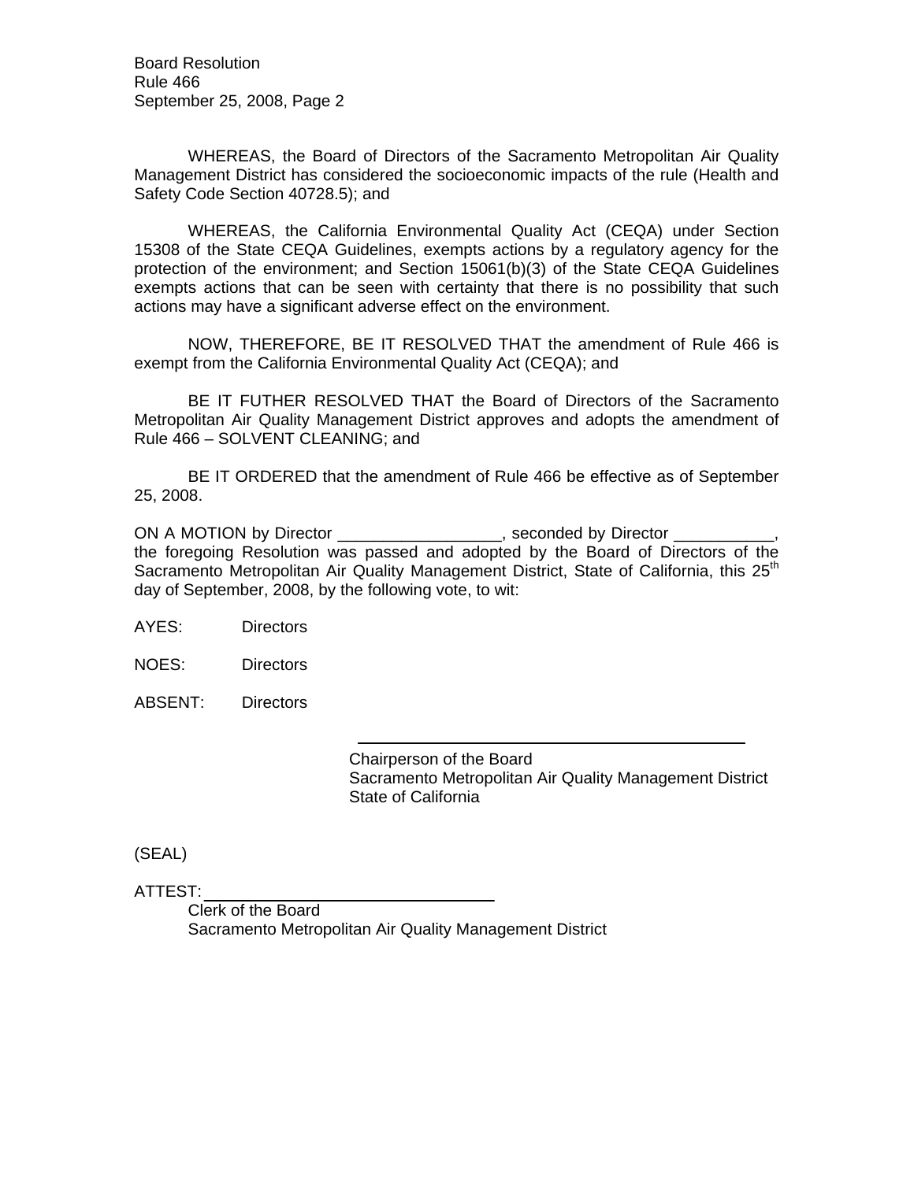WHEREAS, the Board of Directors of the Sacramento Metropolitan Air Quality Management District has considered the socioeconomic impacts of the rule (Health and Safety Code Section 40728.5); and

WHEREAS, the California Environmental Quality Act (CEQA) under Section 15308 of the State CEQA Guidelines, exempts actions by a regulatory agency for the protection of the environment; and Section 15061(b)(3) of the State CEQA Guidelines exempts actions that can be seen with certainty that there is no possibility that such actions may have a significant adverse effect on the environment.

NOW, THEREFORE, BE IT RESOLVED THAT the amendment of Rule 466 is exempt from the California Environmental Quality Act (CEQA); and

BE IT FUTHER RESOLVED THAT the Board of Directors of the Sacramento Metropolitan Air Quality Management District approves and adopts the amendment of Rule 466 – SOLVENT CLEANING; and

BE IT ORDERED that the amendment of Rule 466 be effective as of September 25, 2008.

ON A MOTION by Director __________________, seconded by Director ___________, the foregoing Resolution was passed and adopted by the Board of Directors of the Sacramento Metropolitan Air Quality Management District, State of California, this 25th day of September, 2008, by the following vote, to wit:

AYES: Directors

NOES: Directors

ABSENT: Directors

_____________________________________________

Chairperson of the Board
Sacramento Metropolitan Air Quality Management District
State of California

(SEAL)

ATTEST: _______________________________
Clerk of the Board
Sacramento Metropolitan Air Quality Management District